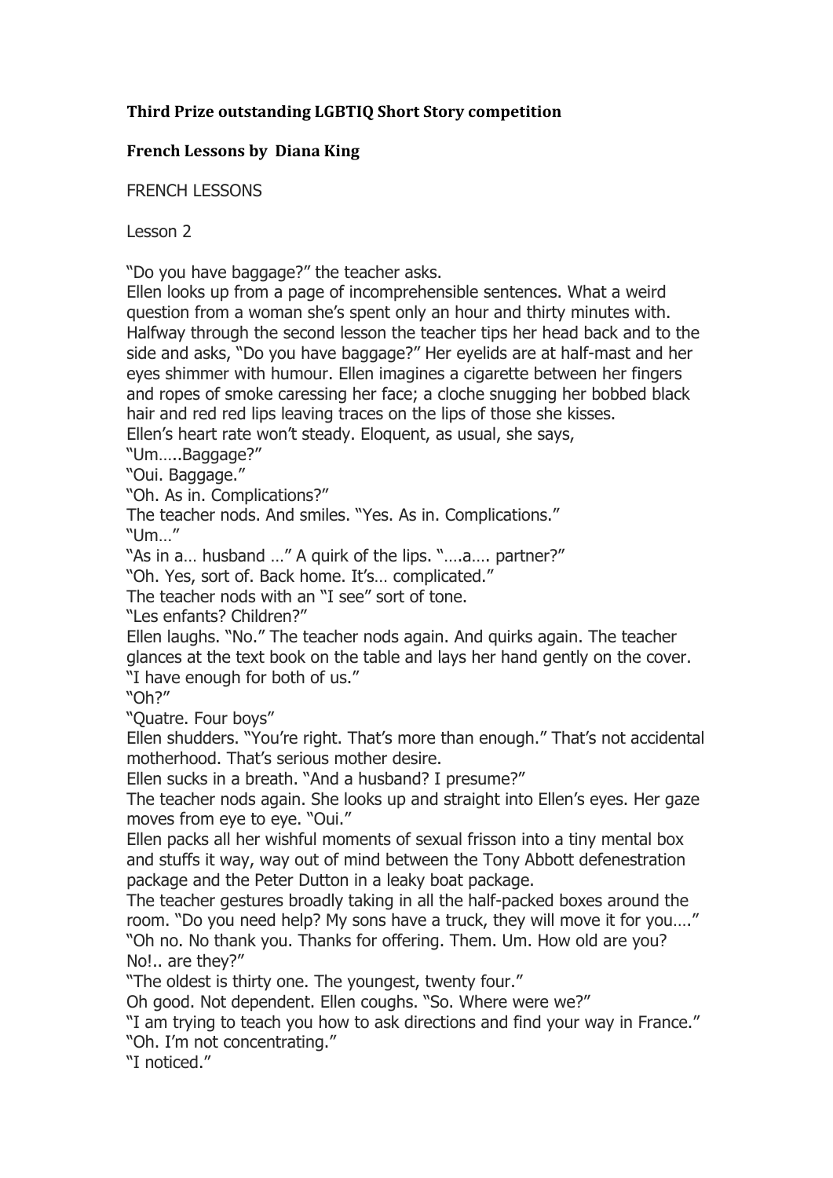**Third Prize outstanding LGBTIQ Short Story competition**

**French Lessons by Diana King**

FRENCH LESSONS

Lesson 2

"Do you have baggage?" the teacher asks.

Ellen looks up from a page of incomprehensible sentences. What a weird question from a woman she's spent only an hour and thirty minutes with. Halfway through the second lesson the teacher tips her head back and to the side and asks, "Do you have baggage?" Her eyelids are at half-mast and her eyes shimmer with humour. Ellen imagines a cigarette between her fingers and ropes of smoke caressing her face; a cloche snugging her bobbed black hair and red red lips leaving traces on the lips of those she kisses.

Ellen's heart rate won't steady. Eloquent, as usual, she says,

"Um…..Baggage?"

"Oui. Baggage."

"Oh. As in. Complications?"

The teacher nods. And smiles. "Yes. As in. Complications."

"Um…"

"As in a… husband …" A quirk of the lips. "….a…. partner?"

"Oh. Yes, sort of. Back home. It's… complicated."

The teacher nods with an "I see" sort of tone.

"Les enfants? Children?"

Ellen laughs. "No." The teacher nods again. And quirks again. The teacher glances at the text book on the table and lays her hand gently on the cover. "I have enough for both of us."

"Oh?"

"Quatre. Four boys"

Ellen shudders. "You're right. That's more than enough." That's not accidental motherhood. That's serious mother desire.

Ellen sucks in a breath. "And a husband? I presume?"

The teacher nods again. She looks up and straight into Ellen's eyes. Her gaze moves from eye to eye. "Oui."

Ellen packs all her wishful moments of sexual frisson into a tiny mental box and stuffs it way, way out of mind between the Tony Abbott defenestration package and the Peter Dutton in a leaky boat package.

The teacher gestures broadly taking in all the half-packed boxes around the room. "Do you need help? My sons have a truck, they will move it for you…."

"Oh no. No thank you. Thanks for offering. Them. Um. How old are you? No!.. are they?"

"The oldest is thirty one. The youngest, twenty four."

Oh good. Not dependent. Ellen coughs. "So. Where were we?"

"I am trying to teach you how to ask directions and find your way in France."

"Oh. I'm not concentrating."

"I noticed."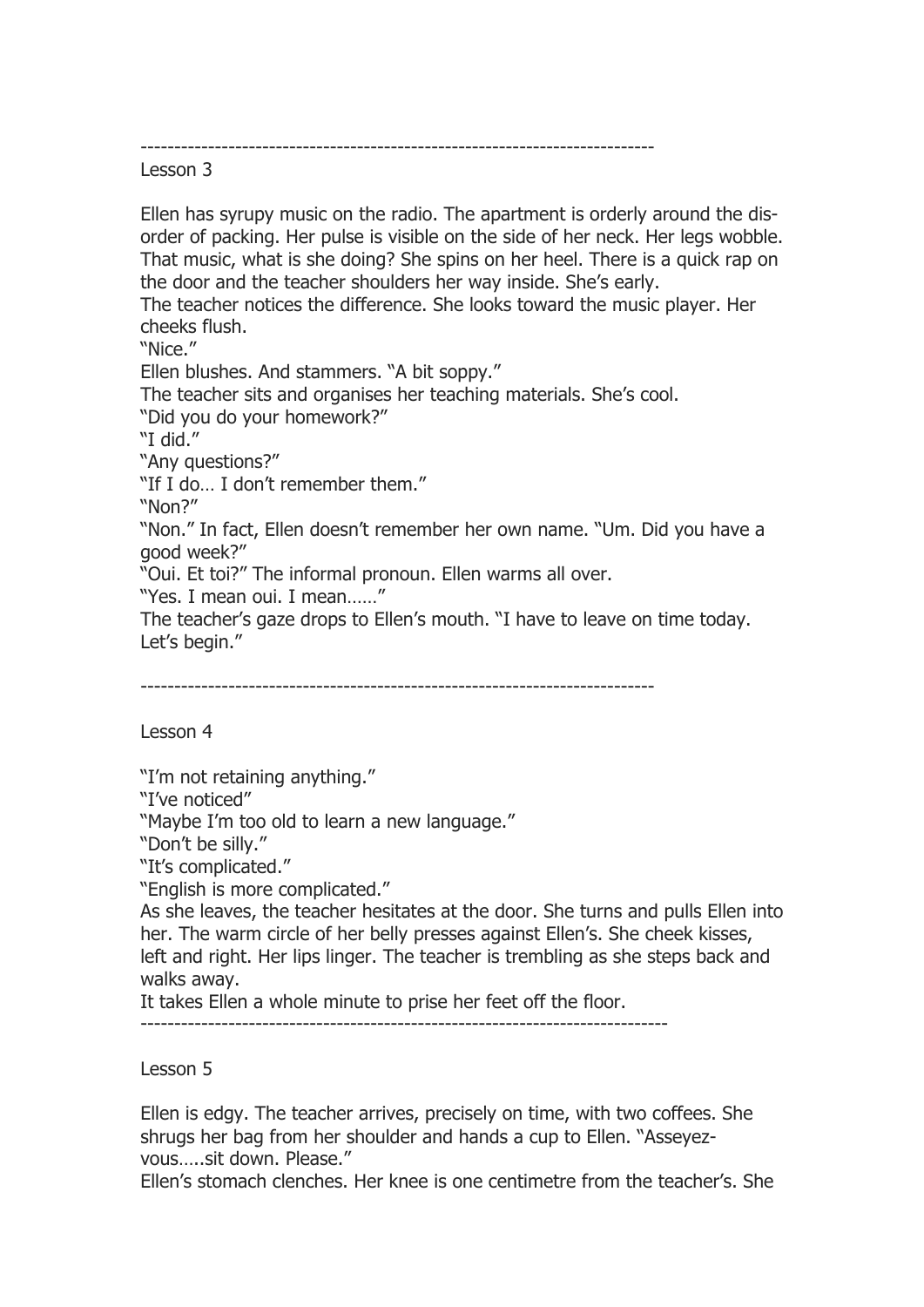---

Lesson 3

Ellen has syrupy music on the radio. The apartment is orderly around the dis-order of packing. Her pulse is visible on the side of her neck. Her legs wobble. That music, what is she doing? She spins on her heel. There is a quick rap on the door and the teacher shoulders her way inside. She's early.

The teacher notices the difference. She looks toward the music player. Her cheeks flush.

"Nice."

Ellen blushes. And stammers. "A bit soppy."

The teacher sits and organises her teaching materials. She's cool.

"Did you do your homework?"

"I did."

"Any questions?"

"If I do… I don't remember them."

"Non?"

"Non." In fact, Ellen doesn't remember her own name. "Um. Did you have a good week?"

"Oui. Et toi?" The informal pronoun. Ellen warms all over.

"Yes. I mean oui. I mean……"

The teacher's gaze drops to Ellen's mouth. "I have to leave on time today. Let's begin."

---

Lesson 4

"I'm not retaining anything."

"I've noticed"

"Maybe I'm too old to learn a new language."

"Don't be silly."

"It's complicated."

"English is more complicated."

As she leaves, the teacher hesitates at the door. She turns and pulls Ellen into her. The warm circle of her belly presses against Ellen's. She cheek kisses, left and right. Her lips linger. The teacher is trembling as she steps back and walks away.

It takes Ellen a whole minute to prise her feet off the floor.

---

Lesson 5

Ellen is edgy. The teacher arrives, precisely on time, with two coffees. She shrugs her bag from her shoulder and hands a cup to Ellen. "Asseyez-vous…..sit down. Please."

Ellen's stomach clenches. Her knee is one centimetre from the teacher's. She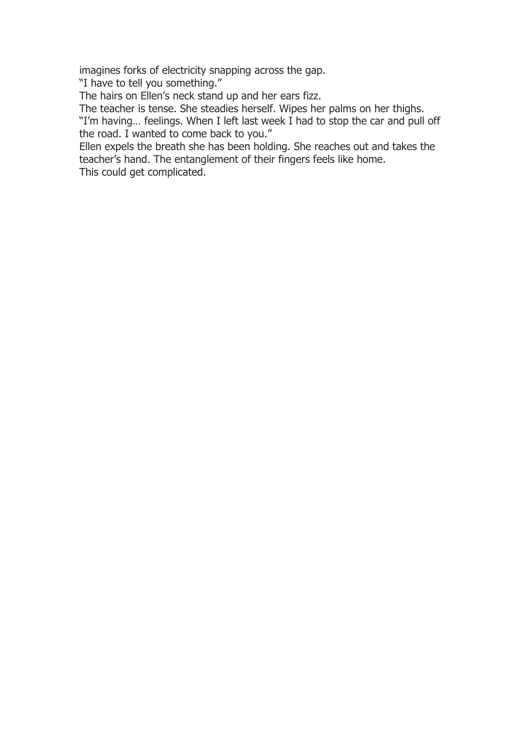imagines forks of electricity snapping across the gap.

"I have to tell you something."

The hairs on Ellen's neck stand up and her ears fizz.

The teacher is tense. She steadies herself. Wipes her palms on her thighs.

"I'm having… feelings. When I left last week I had to stop the car and pull off the road. I wanted to come back to you."

Ellen expels the breath she has been holding. She reaches out and takes the teacher's hand. The entanglement of their fingers feels like home.

This could get complicated.